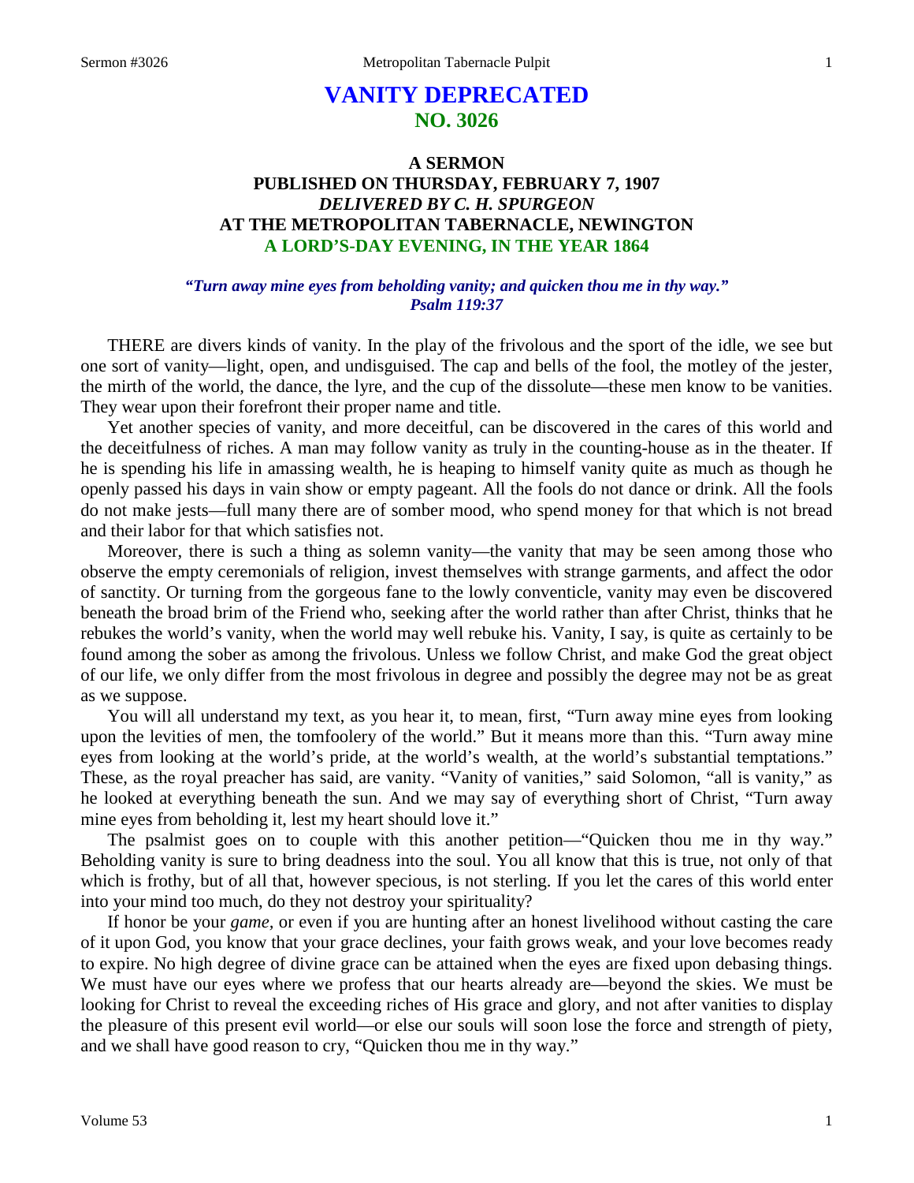# VANITY DEPRECATED
## NO. 3026

### A SERMON
### PUBLISHED ON THURSDAY, FEBRUARY 7, 1907
### *DELIVERED BY C. H. SPURGEON*
### AT THE METROPOLITAN TABERNACLE, NEWINGTON
### A LORD'S-DAY EVENING, IN THE YEAR 1864

***"Turn away mine eyes from beholding vanity; and quicken thou me in thy way." Psalm 119:37***

THERE are divers kinds of vanity. In the play of the frivolous and the sport of the idle, we see but one sort of vanity—light, open, and undisguised. The cap and bells of the fool, the motley of the jester, the mirth of the world, the dance, the lyre, and the cup of the dissolute—these men know to be vanities. They wear upon their forefront their proper name and title.

Yet another species of vanity, and more deceitful, can be discovered in the cares of this world and the deceitfulness of riches. A man may follow vanity as truly in the counting-house as in the theater. If he is spending his life in amassing wealth, he is heaping to himself vanity quite as much as though he openly passed his days in vain show or empty pageant. All the fools do not dance or drink. All the fools do not make jests—full many there are of somber mood, who spend money for that which is not bread and their labor for that which satisfies not.

Moreover, there is such a thing as solemn vanity—the vanity that may be seen among those who observe the empty ceremonials of religion, invest themselves with strange garments, and affect the odor of sanctity. Or turning from the gorgeous fane to the lowly conventicle, vanity may even be discovered beneath the broad brim of the Friend who, seeking after the world rather than after Christ, thinks that he rebukes the world's vanity, when the world may well rebuke his. Vanity, I say, is quite as certainly to be found among the sober as among the frivolous. Unless we follow Christ, and make God the great object of our life, we only differ from the most frivolous in degree and possibly the degree may not be as great as we suppose.

You will all understand my text, as you hear it, to mean, first, "Turn away mine eyes from looking upon the levities of men, the tomfoolery of the world." But it means more than this. "Turn away mine eyes from looking at the world's pride, at the world's wealth, at the world's substantial temptations." These, as the royal preacher has said, are vanity. "Vanity of vanities," said Solomon, "all is vanity," as he looked at everything beneath the sun. And we may say of everything short of Christ, "Turn away mine eyes from beholding it, lest my heart should love it."

The psalmist goes on to couple with this another petition—"Quicken thou me in thy way." Beholding vanity is sure to bring deadness into the soul. You all know that this is true, not only of that which is frothy, but of all that, however specious, is not sterling. If you let the cares of this world enter into your mind too much, do they not destroy your spirituality?

If honor be your *game*, or even if you are hunting after an honest livelihood without casting the care of it upon God, you know that your grace declines, your faith grows weak, and your love becomes ready to expire. No high degree of divine grace can be attained when the eyes are fixed upon debasing things. We must have our eyes where we profess that our hearts already are—beyond the skies. We must be looking for Christ to reveal the exceeding riches of His grace and glory, and not after vanities to display the pleasure of this present evil world—or else our souls will soon lose the force and strength of piety, and we shall have good reason to cry, "Quicken thou me in thy way."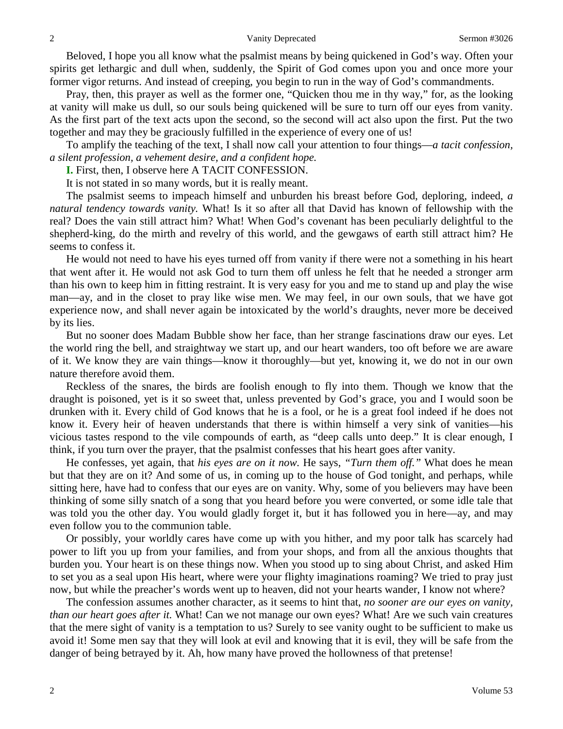Beloved, I hope you all know what the psalmist means by being quickened in God's way. Often your spirits get lethargic and dull when, suddenly, the Spirit of God comes upon you and once more your former vigor returns. And instead of creeping, you begin to run in the way of God's commandments.

Pray, then, this prayer as well as the former one, "Quicken thou me in thy way," for, as the looking at vanity will make us dull, so our souls being quickened will be sure to turn off our eyes from vanity. As the first part of the text acts upon the second, so the second will act also upon the first. Put the two together and may they be graciously fulfilled in the experience of every one of us!

To amplify the teaching of the text, I shall now call your attention to four things—*a tacit confession, a silent profession, a vehement desire, and a confident hope.*

**I.** First, then, I observe here A TACIT CONFESSION.

It is not stated in so many words, but it is really meant.

The psalmist seems to impeach himself and unburden his breast before God, deploring, indeed, *a natural tendency towards vanity.* What! Is it so after all that David has known of fellowship with the real? Does the vain still attract him? What! When God's covenant has been peculiarly delightful to the shepherd-king, do the mirth and revelry of this world, and the gewgaws of earth still attract him? He seems to confess it.

He would not need to have his eyes turned off from vanity if there were not a something in his heart that went after it. He would not ask God to turn them off unless he felt that he needed a stronger arm than his own to keep him in fitting restraint. It is very easy for you and me to stand up and play the wise man—ay, and in the closet to pray like wise men. We may feel, in our own souls, that we have got experience now, and shall never again be intoxicated by the world's draughts, never more be deceived by its lies.

But no sooner does Madam Bubble show her face, than her strange fascinations draw our eyes. Let the world ring the bell, and straightway we start up, and our heart wanders, too oft before we are aware of it. We know they are vain things—know it thoroughly—but yet, knowing it, we do not in our own nature therefore avoid them.

Reckless of the snares, the birds are foolish enough to fly into them. Though we know that the draught is poisoned, yet is it so sweet that, unless prevented by God's grace, you and I would soon be drunken with it. Every child of God knows that he is a fool, or he is a great fool indeed if he does not know it. Every heir of heaven understands that there is within himself a very sink of vanities—his vicious tastes respond to the vile compounds of earth, as "deep calls unto deep." It is clear enough, I think, if you turn over the prayer, that the psalmist confesses that his heart goes after vanity.

He confesses, yet again, that *his eyes are on it now.* He says, *"Turn them off."* What does he mean but that they are on it? And some of us, in coming up to the house of God tonight, and perhaps, while sitting here, have had to confess that our eyes are on vanity. Why, some of you believers may have been thinking of some silly snatch of a song that you heard before you were converted, or some idle tale that was told you the other day. You would gladly forget it, but it has followed you in here—ay, and may even follow you to the communion table.

Or possibly, your worldly cares have come up with you hither, and my poor talk has scarcely had power to lift you up from your families, and from your shops, and from all the anxious thoughts that burden you. Your heart is on these things now. When you stood up to sing about Christ, and asked Him to set you as a seal upon His heart, where were your flighty imaginations roaming? We tried to pray just now, but while the preacher's words went up to heaven, did not your hearts wander, I know not where?

The confession assumes another character, as it seems to hint that, *no sooner are our eyes on vanity, than our heart goes after it.* What! Can we not manage our own eyes? What! Are we such vain creatures that the mere sight of vanity is a temptation to us? Surely to see vanity ought to be sufficient to make us avoid it! Some men say that they will look at evil and knowing that it is evil, they will be safe from the danger of being betrayed by it. Ah, how many have proved the hollowness of that pretense!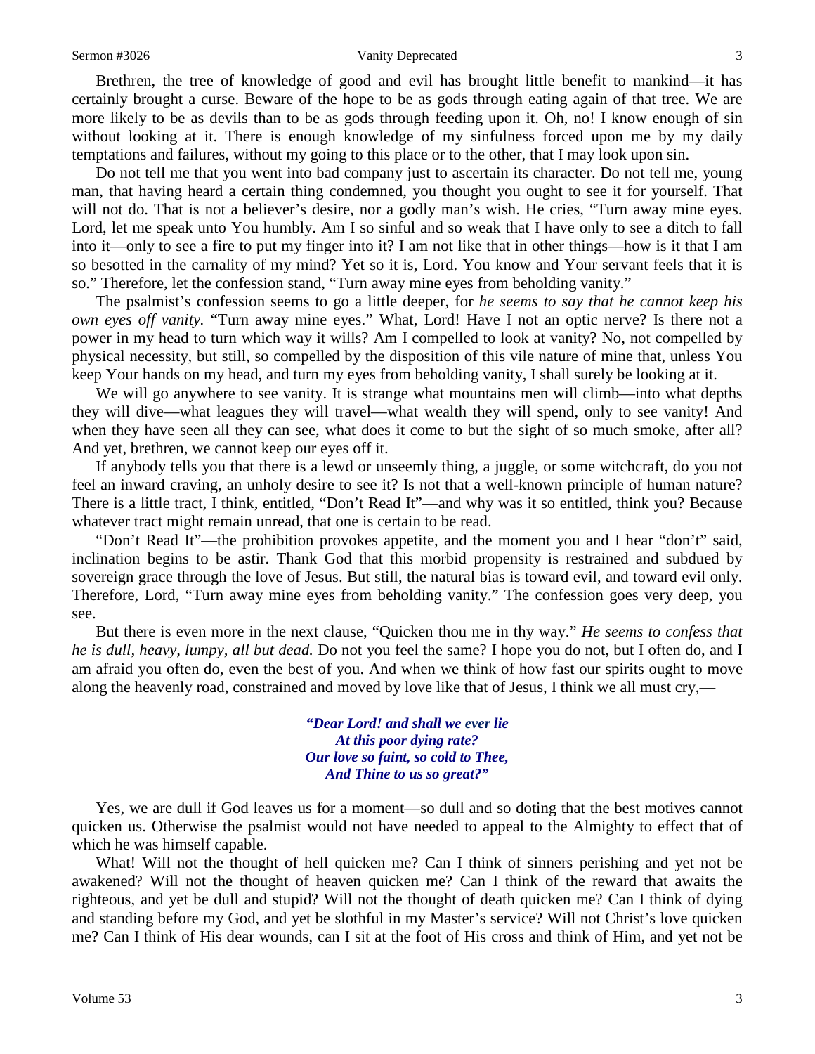Brethren, the tree of knowledge of good and evil has brought little benefit to mankind—it has certainly brought a curse. Beware of the hope to be as gods through eating again of that tree. We are more likely to be as devils than to be as gods through feeding upon it. Oh, no! I know enough of sin without looking at it. There is enough knowledge of my sinfulness forced upon me by my daily temptations and failures, without my going to this place or to the other, that I may look upon sin.

Do not tell me that you went into bad company just to ascertain its character. Do not tell me, young man, that having heard a certain thing condemned, you thought you ought to see it for yourself. That will not do. That is not a believer's desire, nor a godly man's wish. He cries, "Turn away mine eyes. Lord, let me speak unto You humbly. Am I so sinful and so weak that I have only to see a ditch to fall into it—only to see a fire to put my finger into it? I am not like that in other things—how is it that I am so besotted in the carnality of my mind? Yet so it is, Lord. You know and Your servant feels that it is so." Therefore, let the confession stand, "Turn away mine eyes from beholding vanity."

The psalmist's confession seems to go a little deeper, for *he seems to say that he cannot keep his own eyes off vanity.* "Turn away mine eyes." What, Lord! Have I not an optic nerve? Is there not a power in my head to turn which way it wills? Am I compelled to look at vanity? No, not compelled by physical necessity, but still, so compelled by the disposition of this vile nature of mine that, unless You keep Your hands on my head, and turn my eyes from beholding vanity, I shall surely be looking at it.

We will go anywhere to see vanity. It is strange what mountains men will climb—into what depths they will dive—what leagues they will travel—what wealth they will spend, only to see vanity! And when they have seen all they can see, what does it come to but the sight of so much smoke, after all? And yet, brethren, we cannot keep our eyes off it.

If anybody tells you that there is a lewd or unseemly thing, a juggle, or some witchcraft, do you not feel an inward craving, an unholy desire to see it? Is not that a well-known principle of human nature? There is a little tract, I think, entitled, "Don't Read It"—and why was it so entitled, think you? Because whatever tract might remain unread, that one is certain to be read.

"Don't Read It"—the prohibition provokes appetite, and the moment you and I hear "don't" said, inclination begins to be astir. Thank God that this morbid propensity is restrained and subdued by sovereign grace through the love of Jesus. But still, the natural bias is toward evil, and toward evil only. Therefore, Lord, "Turn away mine eyes from beholding vanity." The confession goes very deep, you see.

But there is even more in the next clause, "Quicken thou me in thy way." *He seems to confess that he is dull, heavy, lumpy, all but dead.* Do not you feel the same? I hope you do not, but I often do, and I am afraid you often do, even the best of you. And when we think of how fast our spirits ought to move along the heavenly road, constrained and moved by love like that of Jesus, I think we all must cry,—

> ***"Dear Lord! and shall we ever lie***
> ***At this poor dying rate?***
> ***Our love so faint, so cold to Thee,***
> ***And Thine to us so great?"***

Yes, we are dull if God leaves us for a moment—so dull and so doting that the best motives cannot quicken us. Otherwise the psalmist would not have needed to appeal to the Almighty to effect that of which he was himself capable.

What! Will not the thought of hell quicken me? Can I think of sinners perishing and yet not be awakened? Will not the thought of heaven quicken me? Can I think of the reward that awaits the righteous, and yet be dull and stupid? Will not the thought of death quicken me? Can I think of dying and standing before my God, and yet be slothful in my Master's service? Will not Christ's love quicken me? Can I think of His dear wounds, can I sit at the foot of His cross and think of Him, and yet not be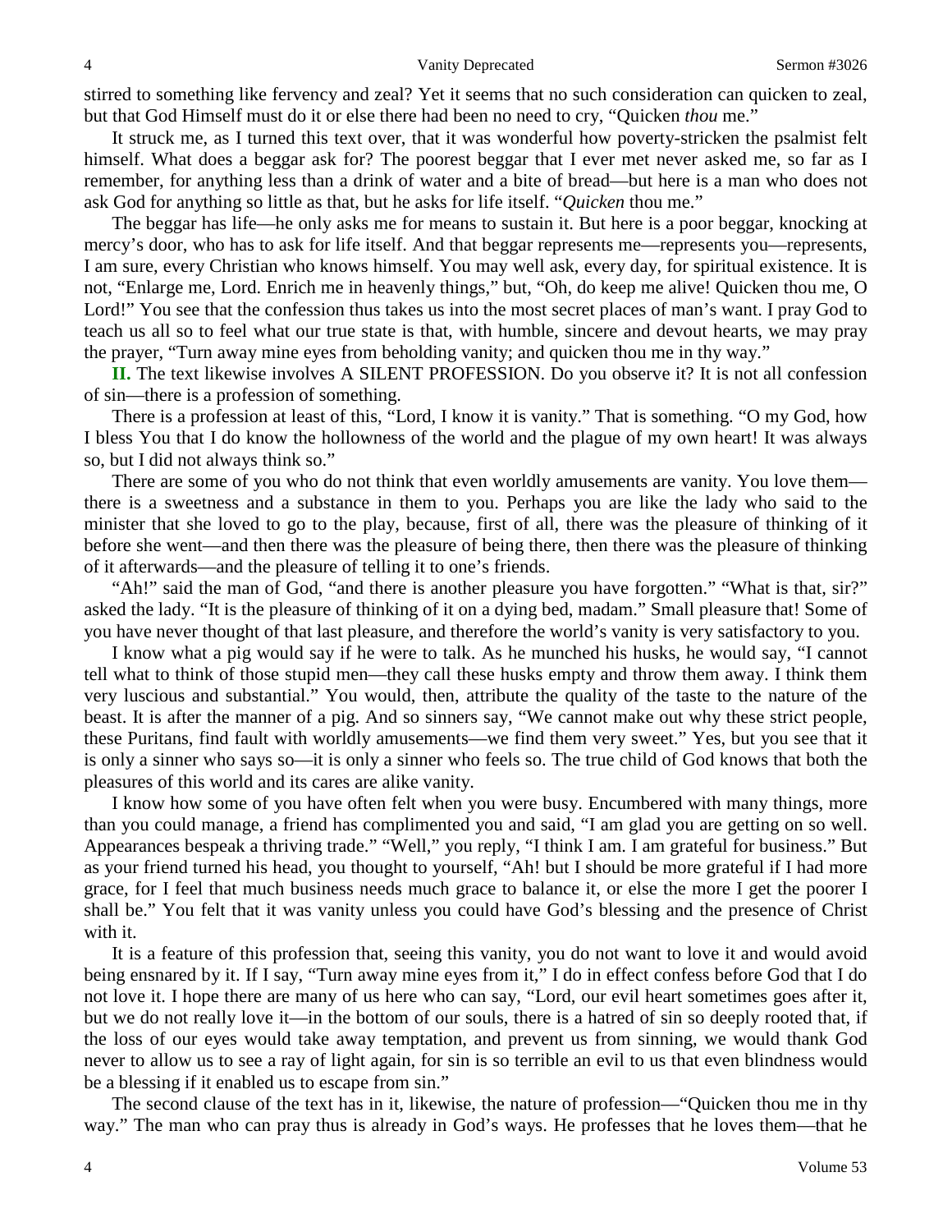stirred to something like fervency and zeal? Yet it seems that no such consideration can quicken to zeal, but that God Himself must do it or else there had been no need to cry, "Quicken *thou* me."

It struck me, as I turned this text over, that it was wonderful how poverty-stricken the psalmist felt himself. What does a beggar ask for? The poorest beggar that I ever met never asked me, so far as I remember, for anything less than a drink of water and a bite of bread—but here is a man who does not ask God for anything so little as that, but he asks for life itself. "*Quicken* thou me."

The beggar has life—he only asks me for means to sustain it. But here is a poor beggar, knocking at mercy's door, who has to ask for life itself. And that beggar represents me—represents you—represents, I am sure, every Christian who knows himself. You may well ask, every day, for spiritual existence. It is not, "Enlarge me, Lord. Enrich me in heavenly things," but, "Oh, do keep me alive! Quicken thou me, O Lord!" You see that the confession thus takes us into the most secret places of man's want. I pray God to teach us all so to feel what our true state is that, with humble, sincere and devout hearts, we may pray the prayer, "Turn away mine eyes from beholding vanity; and quicken thou me in thy way."

**II.** The text likewise involves A SILENT PROFESSION. Do you observe it? It is not all confession of sin—there is a profession of something.

There is a profession at least of this, "Lord, I know it is vanity." That is something. "O my God, how I bless You that I do know the hollowness of the world and the plague of my own heart! It was always so, but I did not always think so."

There are some of you who do not think that even worldly amusements are vanity. You love them—there is a sweetness and a substance in them to you. Perhaps you are like the lady who said to the minister that she loved to go to the play, because, first of all, there was the pleasure of thinking of it before she went—and then there was the pleasure of being there, then there was the pleasure of thinking of it afterwards—and the pleasure of telling it to one's friends.

"Ah!" said the man of God, "and there is another pleasure you have forgotten." "What is that, sir?" asked the lady. "It is the pleasure of thinking of it on a dying bed, madam." Small pleasure that! Some of you have never thought of that last pleasure, and therefore the world's vanity is very satisfactory to you.

I know what a pig would say if he were to talk. As he munched his husks, he would say, "I cannot tell what to think of those stupid men—they call these husks empty and throw them away. I think them very luscious and substantial." You would, then, attribute the quality of the taste to the nature of the beast. It is after the manner of a pig. And so sinners say, "We cannot make out why these strict people, these Puritans, find fault with worldly amusements—we find them very sweet." Yes, but you see that it is only a sinner who says so—it is only a sinner who feels so. The true child of God knows that both the pleasures of this world and its cares are alike vanity.

I know how some of you have often felt when you were busy. Encumbered with many things, more than you could manage, a friend has complimented you and said, "I am glad you are getting on so well. Appearances bespeak a thriving trade." "Well," you reply, "I think I am. I am grateful for business." But as your friend turned his head, you thought to yourself, "Ah! but I should be more grateful if I had more grace, for I feel that much business needs much grace to balance it, or else the more I get the poorer I shall be." You felt that it was vanity unless you could have God's blessing and the presence of Christ with it.

It is a feature of this profession that, seeing this vanity, you do not want to love it and would avoid being ensnared by it. If I say, "Turn away mine eyes from it," I do in effect confess before God that I do not love it. I hope there are many of us here who can say, "Lord, our evil heart sometimes goes after it, but we do not really love it—in the bottom of our souls, there is a hatred of sin so deeply rooted that, if the loss of our eyes would take away temptation, and prevent us from sinning, we would thank God never to allow us to see a ray of light again, for sin is so terrible an evil to us that even blindness would be a blessing if it enabled us to escape from sin."

The second clause of the text has in it, likewise, the nature of profession—"Quicken thou me in thy way." The man who can pray thus is already in God's ways. He professes that he loves them—that he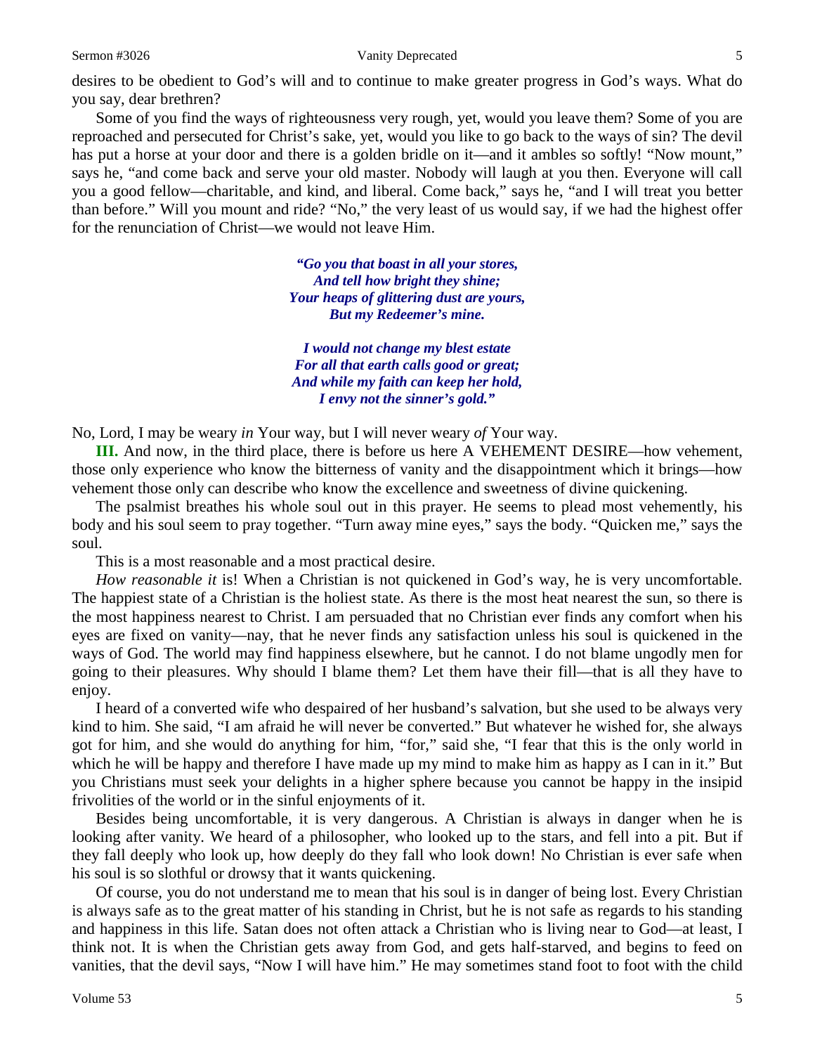desires to be obedient to God's will and to continue to make greater progress in God's ways. What do you say, dear brethren?

Some of you find the ways of righteousness very rough, yet, would you leave them? Some of you are reproached and persecuted for Christ's sake, yet, would you like to go back to the ways of sin? The devil has put a horse at your door and there is a golden bridle on it—and it ambles so softly! "Now mount," says he, "and come back and serve your old master. Nobody will laugh at you then. Everyone will call you a good fellow—charitable, and kind, and liberal. Come back," says he, "and I will treat you better than before." Will you mount and ride? "No," the very least of us would say, if we had the highest offer for the renunciation of Christ—we would not leave Him.

> ***"Go you that boast in all your stores,***
> ***And tell how bright they shine;***
> ***Your heaps of glittering dust are yours,***
> ***But my Redeemer's mine.***
>
> ***I would not change my blest estate***
> ***For all that earth calls good or great;***
> ***And while my faith can keep her hold,***
> ***I envy not the sinner's gold."***

No, Lord, I may be weary *in* Your way, but I will never weary *of* Your way.

**III.** And now, in the third place, there is before us here A VEHEMENT DESIRE—how vehement, those only experience who know the bitterness of vanity and the disappointment which it brings—how vehement those only can describe who know the excellence and sweetness of divine quickening.

The psalmist breathes his whole soul out in this prayer. He seems to plead most vehemently, his body and his soul seem to pray together. "Turn away mine eyes," says the body. "Quicken me," says the soul.

This is a most reasonable and a most practical desire.

*How reasonable it* is! When a Christian is not quickened in God's way, he is very uncomfortable. The happiest state of a Christian is the holiest state. As there is the most heat nearest the sun, so there is the most happiness nearest to Christ. I am persuaded that no Christian ever finds any comfort when his eyes are fixed on vanity—nay, that he never finds any satisfaction unless his soul is quickened in the ways of God. The world may find happiness elsewhere, but he cannot. I do not blame ungodly men for going to their pleasures. Why should I blame them? Let them have their fill—that is all they have to enjoy.

I heard of a converted wife who despaired of her husband's salvation, but she used to be always very kind to him. She said, "I am afraid he will never be converted." But whatever he wished for, she always got for him, and she would do anything for him, "for," said she, "I fear that this is the only world in which he will be happy and therefore I have made up my mind to make him as happy as I can in it." But you Christians must seek your delights in a higher sphere because you cannot be happy in the insipid frivolities of the world or in the sinful enjoyments of it.

Besides being uncomfortable, it is very dangerous. A Christian is always in danger when he is looking after vanity. We heard of a philosopher, who looked up to the stars, and fell into a pit. But if they fall deeply who look up, how deeply do they fall who look down! No Christian is ever safe when his soul is so slothful or drowsy that it wants quickening.

Of course, you do not understand me to mean that his soul is in danger of being lost. Every Christian is always safe as to the great matter of his standing in Christ, but he is not safe as regards to his standing and happiness in this life. Satan does not often attack a Christian who is living near to God—at least, I think not. It is when the Christian gets away from God, and gets half-starved, and begins to feed on vanities, that the devil says, "Now I will have him." He may sometimes stand foot to foot with the child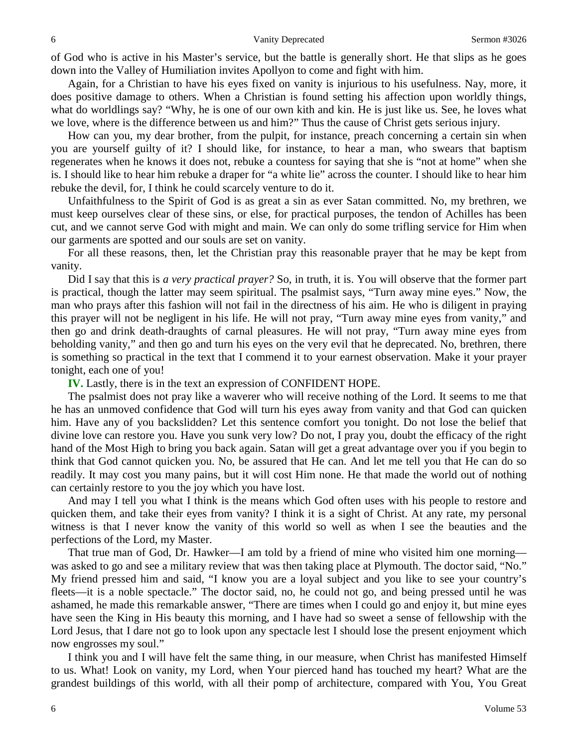of God who is active in his Master's service, but the battle is generally short. He that slips as he goes down into the Valley of Humiliation invites Apollyon to come and fight with him.

Again, for a Christian to have his eyes fixed on vanity is injurious to his usefulness. Nay, more, it does positive damage to others. When a Christian is found setting his affection upon worldly things, what do worldlings say? "Why, he is one of our own kith and kin. He is just like us. See, he loves what we love, where is the difference between us and him?" Thus the cause of Christ gets serious injury.

How can you, my dear brother, from the pulpit, for instance, preach concerning a certain sin when you are yourself guilty of it? I should like, for instance, to hear a man, who swears that baptism regenerates when he knows it does not, rebuke a countess for saying that she is "not at home" when she is. I should like to hear him rebuke a draper for "a white lie" across the counter. I should like to hear him rebuke the devil, for, I think he could scarcely venture to do it.

Unfaithfulness to the Spirit of God is as great a sin as ever Satan committed. No, my brethren, we must keep ourselves clear of these sins, or else, for practical purposes, the tendon of Achilles has been cut, and we cannot serve God with might and main. We can only do some trifling service for Him when our garments are spotted and our souls are set on vanity.

For all these reasons, then, let the Christian pray this reasonable prayer that he may be kept from vanity.

Did I say that this is *a very practical prayer?* So, in truth, it is. You will observe that the former part is practical, though the latter may seem spiritual. The psalmist says, "Turn away mine eyes." Now, the man who prays after this fashion will not fail in the directness of his aim. He who is diligent in praying this prayer will not be negligent in his life. He will not pray, "Turn away mine eyes from vanity," and then go and drink death-draughts of carnal pleasures. He will not pray, "Turn away mine eyes from beholding vanity," and then go and turn his eyes on the very evil that he deprecated. No, brethren, there is something so practical in the text that I commend it to your earnest observation. Make it your prayer tonight, each one of you!

**IV.** Lastly, there is in the text an expression of CONFIDENT HOPE.

The psalmist does not pray like a waverer who will receive nothing of the Lord. It seems to me that he has an unmoved confidence that God will turn his eyes away from vanity and that God can quicken him. Have any of you backslidden? Let this sentence comfort you tonight. Do not lose the belief that divine love can restore you. Have you sunk very low? Do not, I pray you, doubt the efficacy of the right hand of the Most High to bring you back again. Satan will get a great advantage over you if you begin to think that God cannot quicken you. No, be assured that He can. And let me tell you that He can do so readily. It may cost you many pains, but it will cost Him none. He that made the world out of nothing can certainly restore to you the joy which you have lost.

And may I tell you what I think is the means which God often uses with his people to restore and quicken them, and take their eyes from vanity? I think it is a sight of Christ. At any rate, my personal witness is that I never know the vanity of this world so well as when I see the beauties and the perfections of the Lord, my Master.

That true man of God, Dr. Hawker—I am told by a friend of mine who visited him one morning—was asked to go and see a military review that was then taking place at Plymouth. The doctor said, "No." My friend pressed him and said, "I know you are a loyal subject and you like to see your country's fleets—it is a noble spectacle." The doctor said, no, he could not go, and being pressed until he was ashamed, he made this remarkable answer, "There are times when I could go and enjoy it, but mine eyes have seen the King in His beauty this morning, and I have had so sweet a sense of fellowship with the Lord Jesus, that I dare not go to look upon any spectacle lest I should lose the present enjoyment which now engrosses my soul."

I think you and I will have felt the same thing, in our measure, when Christ has manifested Himself to us. What! Look on vanity, my Lord, when Your pierced hand has touched my heart? What are the grandest buildings of this world, with all their pomp of architecture, compared with You, You Great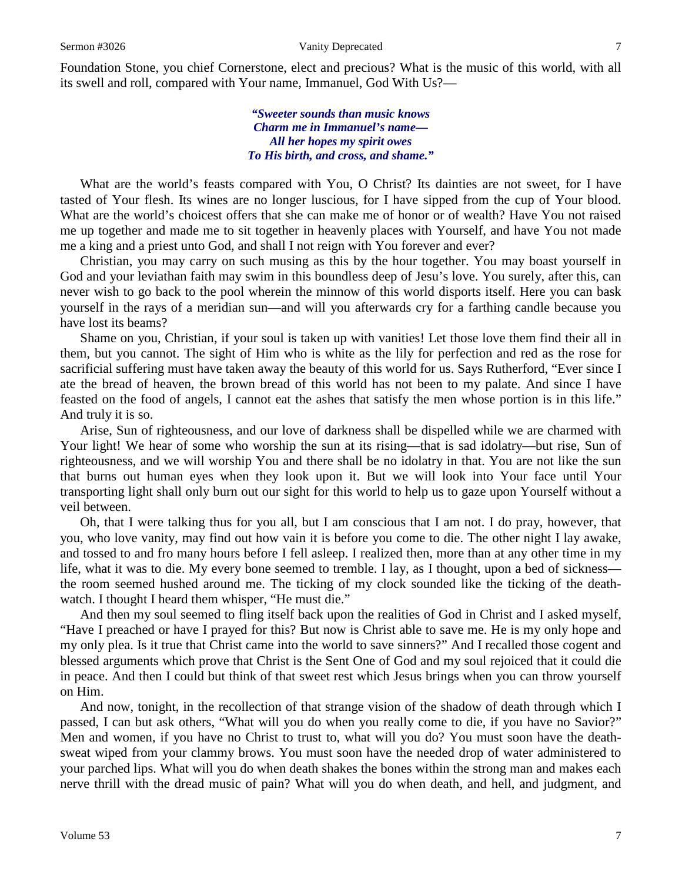Foundation Stone, you chief Cornerstone, elect and precious? What is the music of this world, with all its swell and roll, compared with Your name, Immanuel, God With Us?—

> ***"Sweeter sounds than music knows***
> ***Charm me in Immanuel's name—***
> ***All her hopes my spirit owes***
> ***To His birth, and cross, and shame."***

What are the world's feasts compared with You, O Christ? Its dainties are not sweet, for I have tasted of Your flesh. Its wines are no longer luscious, for I have sipped from the cup of Your blood. What are the world's choicest offers that she can make me of honor or of wealth? Have You not raised me up together and made me to sit together in heavenly places with Yourself, and have You not made me a king and a priest unto God, and shall I not reign with You forever and ever?

Christian, you may carry on such musing as this by the hour together. You may boast yourself in God and your leviathan faith may swim in this boundless deep of Jesu's love. You surely, after this, can never wish to go back to the pool wherein the minnow of this world disports itself. Here you can bask yourself in the rays of a meridian sun—and will you afterwards cry for a farthing candle because you have lost its beams?

Shame on you, Christian, if your soul is taken up with vanities! Let those love them find their all in them, but you cannot. The sight of Him who is white as the lily for perfection and red as the rose for sacrificial suffering must have taken away the beauty of this world for us. Says Rutherford, "Ever since I ate the bread of heaven, the brown bread of this world has not been to my palate. And since I have feasted on the food of angels, I cannot eat the ashes that satisfy the men whose portion is in this life." And truly it is so.

Arise, Sun of righteousness, and our love of darkness shall be dispelled while we are charmed with Your light! We hear of some who worship the sun at its rising—that is sad idolatry—but rise, Sun of righteousness, and we will worship You and there shall be no idolatry in that. You are not like the sun that burns out human eyes when they look upon it. But we will look into Your face until Your transporting light shall only burn out our sight for this world to help us to gaze upon Yourself without a veil between.

Oh, that I were talking thus for you all, but I am conscious that I am not. I do pray, however, that you, who love vanity, may find out how vain it is before you come to die. The other night I lay awake, and tossed to and fro many hours before I fell asleep. I realized then, more than at any other time in my life, what it was to die. My every bone seemed to tremble. I lay, as I thought, upon a bed of sickness—the room seemed hushed around me. The ticking of my clock sounded like the ticking of the death-watch. I thought I heard them whisper, "He must die."

And then my soul seemed to fling itself back upon the realities of God in Christ and I asked myself, "Have I preached or have I prayed for this? But now is Christ able to save me. He is my only hope and my only plea. Is it true that Christ came into the world to save sinners?" And I recalled those cogent and blessed arguments which prove that Christ is the Sent One of God and my soul rejoiced that it could die in peace. And then I could but think of that sweet rest which Jesus brings when you can throw yourself on Him.

And now, tonight, in the recollection of that strange vision of the shadow of death through which I passed, I can but ask others, "What will you do when you really come to die, if you have no Savior?" Men and women, if you have no Christ to trust to, what will you do? You must soon have the death-sweat wiped from your clammy brows. You must soon have the needed drop of water administered to your parched lips. What will you do when death shakes the bones within the strong man and makes each nerve thrill with the dread music of pain? What will you do when death, and hell, and judgment, and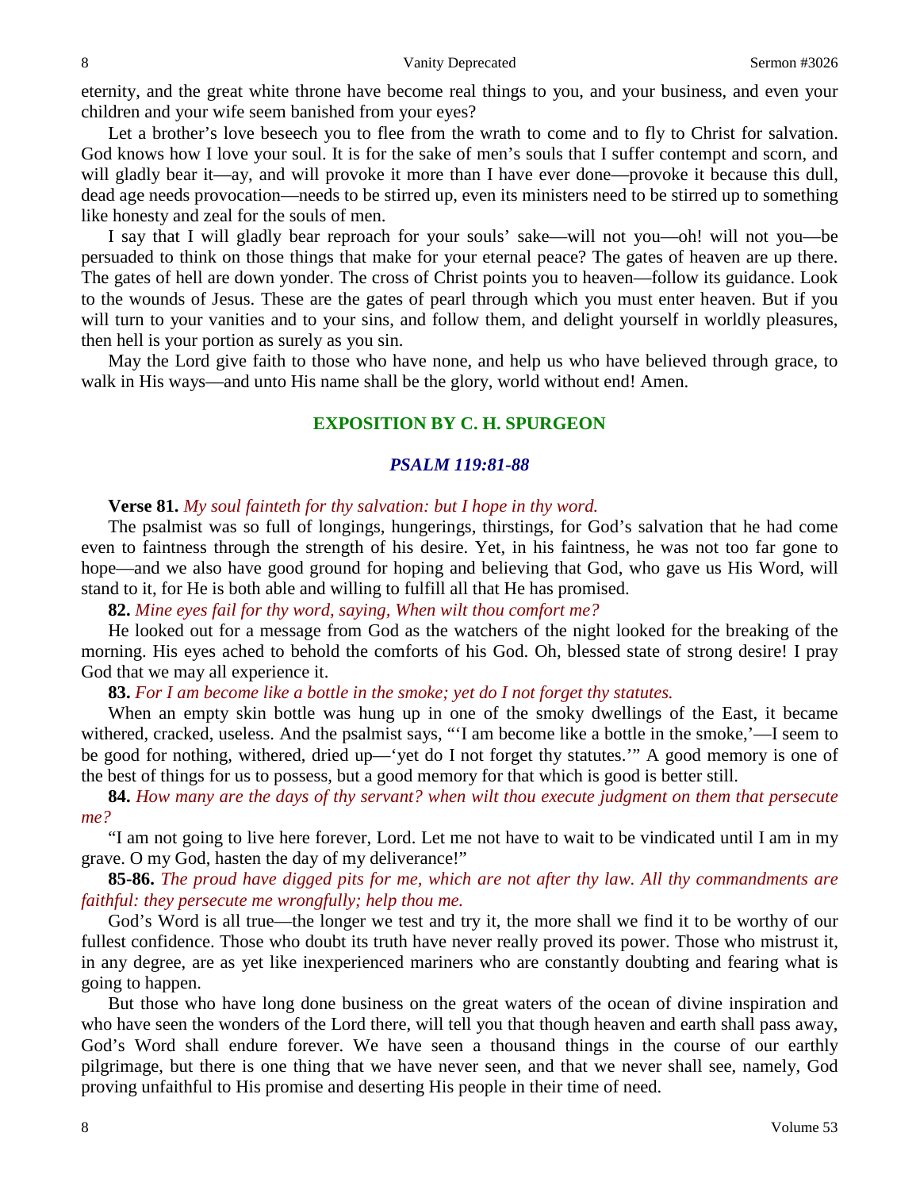eternity, and the great white throne have become real things to you, and your business, and even your children and your wife seem banished from your eyes?

Let a brother's love beseech you to flee from the wrath to come and to fly to Christ for salvation. God knows how I love your soul. It is for the sake of men's souls that I suffer contempt and scorn, and will gladly bear it—ay, and will provoke it more than I have ever done—provoke it because this dull, dead age needs provocation—needs to be stirred up, even its ministers need to be stirred up to something like honesty and zeal for the souls of men.

I say that I will gladly bear reproach for your souls' sake—will not you—oh! will not you—be persuaded to think on those things that make for your eternal peace? The gates of heaven are up there. The gates of hell are down yonder. The cross of Christ points you to heaven—follow its guidance. Look to the wounds of Jesus. These are the gates of pearl through which you must enter heaven. But if you will turn to your vanities and to your sins, and follow them, and delight yourself in worldly pleasures, then hell is your portion as surely as you sin.

May the Lord give faith to those who have none, and help us who have believed through grace, to walk in His ways—and unto His name shall be the glory, world without end! Amen.

## EXPOSITION BY C. H. SPURGEON

### *PSALM 119:81-88*

**Verse 81.** *My soul fainteth for thy salvation: but I hope in thy word.*

The psalmist was so full of longings, hungerings, thirstings, for God's salvation that he had come even to faintness through the strength of his desire. Yet, in his faintness, he was not too far gone to hope—and we also have good ground for hoping and believing that God, who gave us His Word, will stand to it, for He is both able and willing to fulfill all that He has promised.

**82.** *Mine eyes fail for thy word, saying, When wilt thou comfort me?*

He looked out for a message from God as the watchers of the night looked for the breaking of the morning. His eyes ached to behold the comforts of his God. Oh, blessed state of strong desire! I pray God that we may all experience it.

**83.** *For I am become like a bottle in the smoke; yet do I not forget thy statutes.*

When an empty skin bottle was hung up in one of the smoky dwellings of the East, it became withered, cracked, useless. And the psalmist says, "'I am become like a bottle in the smoke,'—I seem to be good for nothing, withered, dried up—'yet do I not forget thy statutes.'" A good memory is one of the best of things for us to possess, but a good memory for that which is good is better still.

**84.** *How many are the days of thy servant? when wilt thou execute judgment on them that persecute me?*

"I am not going to live here forever, Lord. Let me not have to wait to be vindicated until I am in my grave. O my God, hasten the day of my deliverance!"

**85-86.** *The proud have digged pits for me, which are not after thy law. All thy commandments are faithful: they persecute me wrongfully; help thou me.*

God's Word is all true—the longer we test and try it, the more shall we find it to be worthy of our fullest confidence. Those who doubt its truth have never really proved its power. Those who mistrust it, in any degree, are as yet like inexperienced mariners who are constantly doubting and fearing what is going to happen.

But those who have long done business on the great waters of the ocean of divine inspiration and who have seen the wonders of the Lord there, will tell you that though heaven and earth shall pass away, God's Word shall endure forever. We have seen a thousand things in the course of our earthly pilgrimage, but there is one thing that we have never seen, and that we never shall see, namely, God proving unfaithful to His promise and deserting His people in their time of need.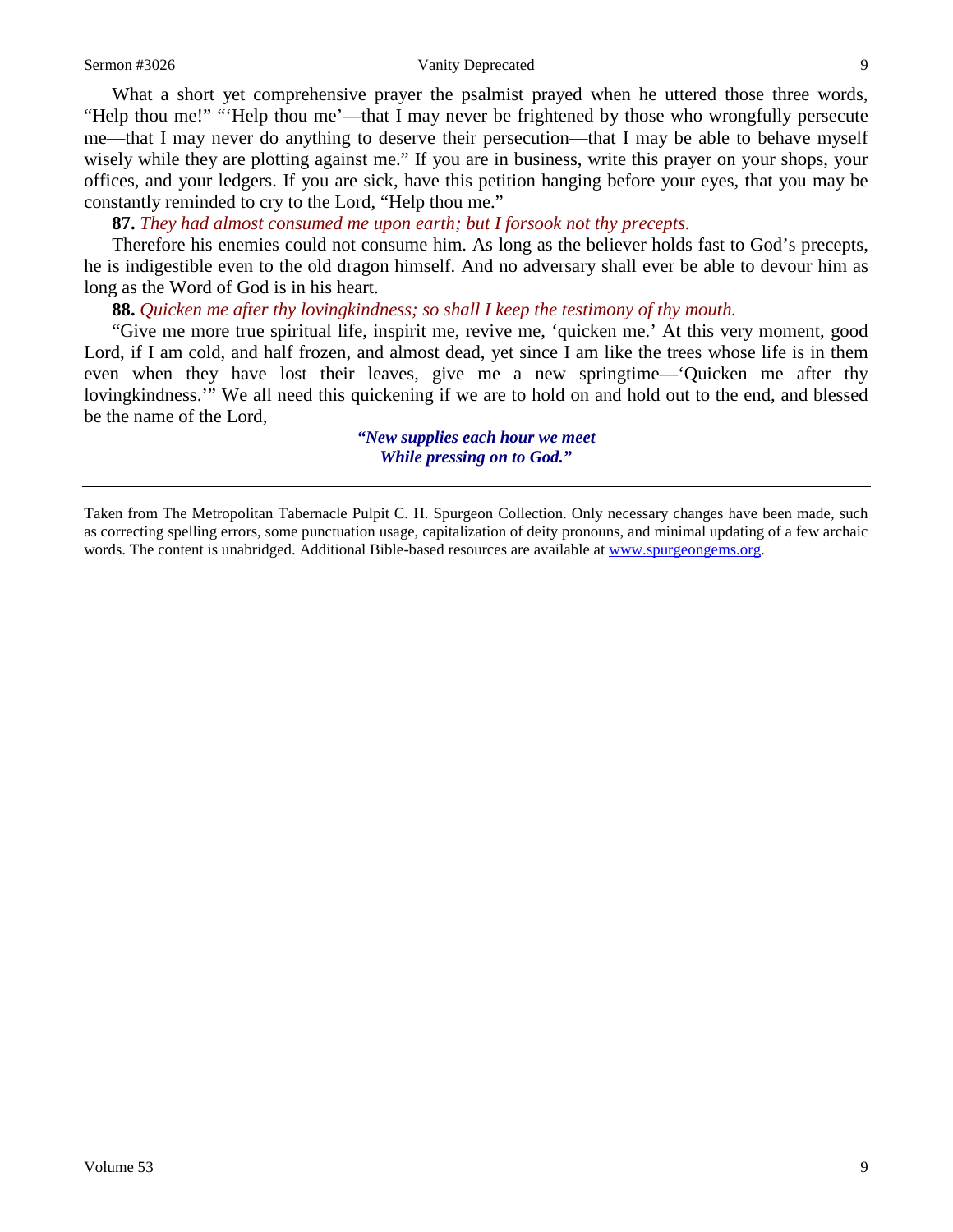What a short yet comprehensive prayer the psalmist prayed when he uttered those three words, "Help thou me!" "'Help thou me'—that I may never be frightened by those who wrongfully persecute me—that I may never do anything to deserve their persecution—that I may be able to behave myself wisely while they are plotting against me." If you are in business, write this prayer on your shops, your offices, and your ledgers. If you are sick, have this petition hanging before your eyes, that you may be constantly reminded to cry to the Lord, "Help thou me."

**87.** *They had almost consumed me upon earth; but I forsook not thy precepts.*

Therefore his enemies could not consume him. As long as the believer holds fast to God's precepts, he is indigestible even to the old dragon himself. And no adversary shall ever be able to devour him as long as the Word of God is in his heart.

**88.** *Quicken me after thy lovingkindness; so shall I keep the testimony of thy mouth.*

"Give me more true spiritual life, inspirit me, revive me, 'quicken me.' At this very moment, good Lord, if I am cold, and half frozen, and almost dead, yet since I am like the trees whose life is in them even when they have lost their leaves, give me a new springtime—'Quicken me after thy lovingkindness.'" We all need this quickening if we are to hold on and hold out to the end, and blessed be the name of the Lord,

> ***"New supplies each hour we meet***
> ***While pressing on to God."***

---

Taken from The Metropolitan Tabernacle Pulpit C. H. Spurgeon Collection. Only necessary changes have been made, such as correcting spelling errors, some punctuation usage, capitalization of deity pronouns, and minimal updating of a few archaic words. The content is unabridged. Additional Bible-based resources are available at www.spurgeongems.org.